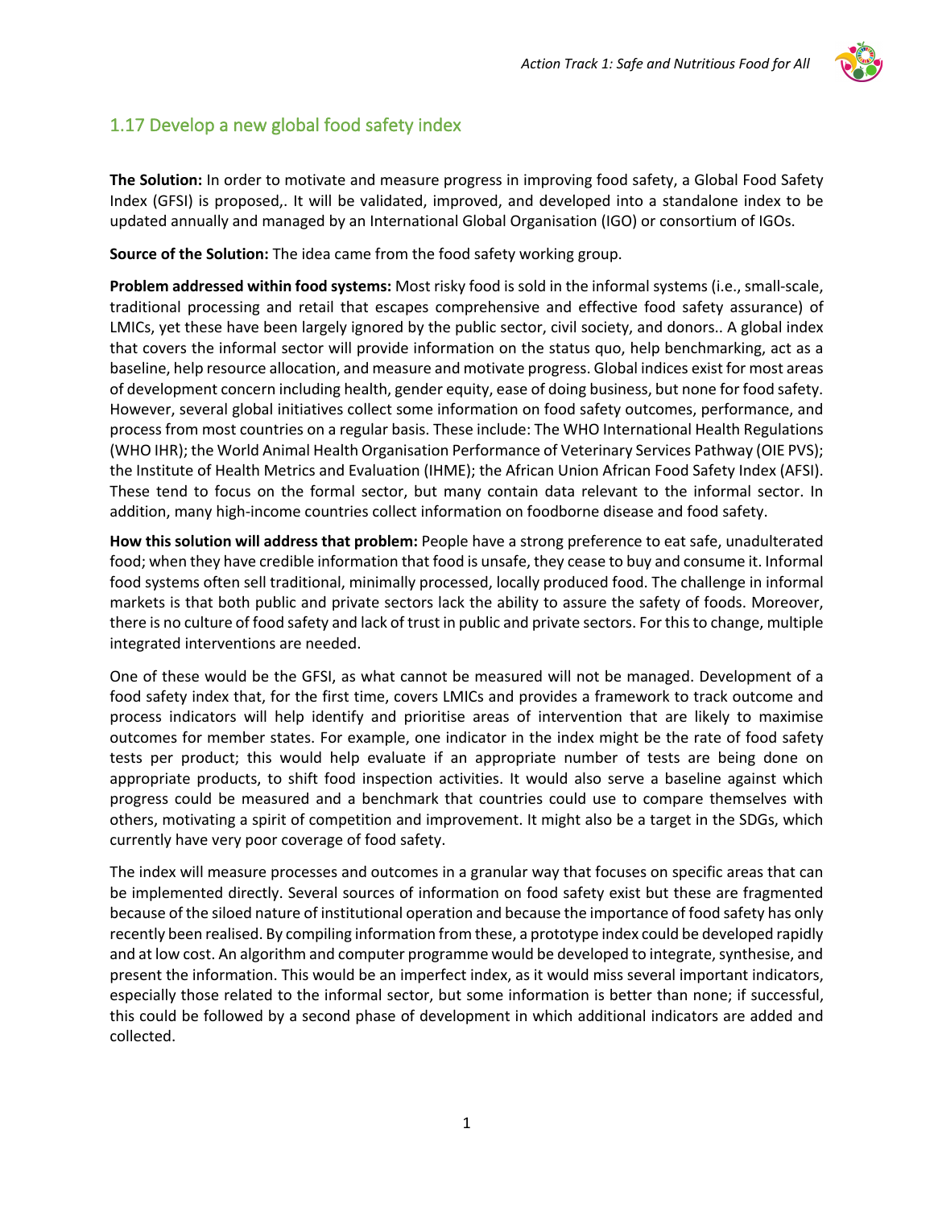## 1.17 Develop a new global food safety index

**The Solution:** In order to motivate and measure progress in improving food safety, a Global Food Safety Index (GFSI) is proposed,. It will be validated, improved, and developed into a standalone index to be updated annually and managed by an International Global Organisation (IGO) or consortium of IGOs.

**Source of the Solution:** The idea came from the food safety working group.

**Problem addressed within food systems:** Most risky food is sold in the informal systems (i.e., small-scale, traditional processing and retail that escapes comprehensive and effective food safety assurance) of LMICs, yet these have been largely ignored by the public sector, civil society, and donors.. A global index that covers the informal sector will provide information on the status quo, help benchmarking, act as a baseline, help resource allocation, and measure and motivate progress. Global indices exist for most areas of development concern including health, gender equity, ease of doing business, but none for food safety. However, several global initiatives collect some information on food safety outcomes, performance, and process from most countries on a regular basis. These include: The WHO International Health Regulations (WHO IHR); the World Animal Health Organisation Performance of Veterinary Services Pathway (OIE PVS); the Institute of Health Metrics and Evaluation (IHME); the African Union African Food Safety Index (AFSI). These tend to focus on the formal sector, but many contain data relevant to the informal sector. In addition, many high-income countries collect information on foodborne disease and food safety.

**How this solution will address that problem:** People have a strong preference to eat safe, unadulterated food; when they have credible information that food is unsafe, they cease to buy and consume it. Informal food systems often sell traditional, minimally processed, locally produced food. The challenge in informal markets is that both public and private sectors lack the ability to assure the safety of foods. Moreover, there is no culture of food safety and lack of trust in public and private sectors. For this to change, multiple integrated interventions are needed.

One of these would be the GFSI, as what cannot be measured will not be managed. Development of a food safety index that, for the first time, covers LMICs and provides a framework to track outcome and process indicators will help identify and prioritise areas of intervention that are likely to maximise outcomes for member states. For example, one indicator in the index might be the rate of food safety tests per product; this would help evaluate if an appropriate number of tests are being done on appropriate products, to shift food inspection activities. It would also serve a baseline against which progress could be measured and a benchmark that countries could use to compare themselves with others, motivating a spirit of competition and improvement. It might also be a target in the SDGs, which currently have very poor coverage of food safety.

The index will measure processes and outcomes in a granular way that focuses on specific areas that can be implemented directly. Several sources of information on food safety exist but these are fragmented because of the siloed nature of institutional operation and because the importance of food safety has only recently been realised. By compiling information from these, a prototype index could be developed rapidly and at low cost. An algorithm and computer programme would be developed to integrate, synthesise, and present the information. This would be an imperfect index, as it would miss several important indicators, especially those related to the informal sector, but some information is better than none; if successful, this could be followed by a second phase of development in which additional indicators are added and collected.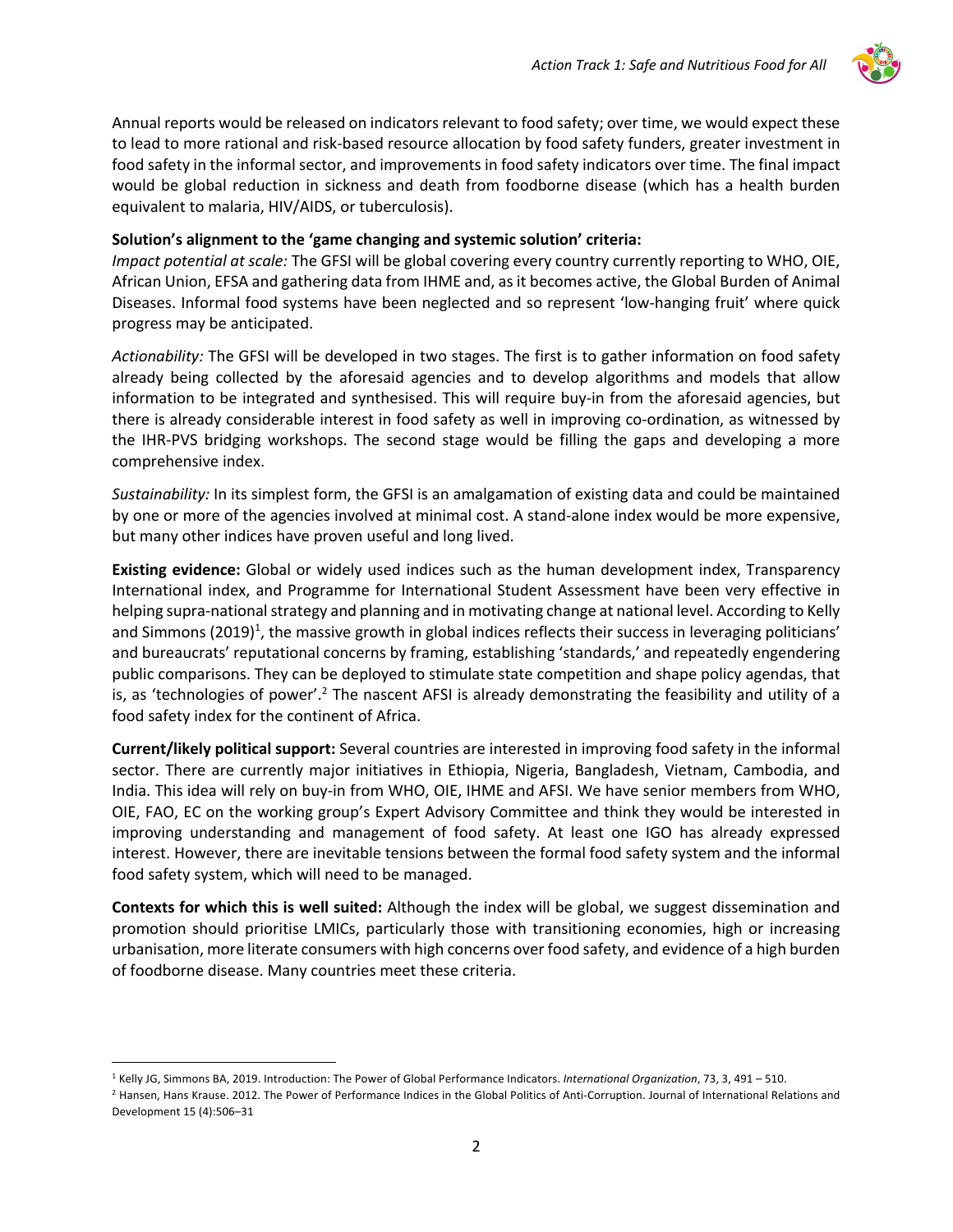Annual reports would be released on indicators relevant to food safety; over time, we would expect these to lead to more rational and risk-based resource allocation by food safety funders, greater investment in food safety in the informal sector, and improvements in food safety indicators over time. The final impact would be global reduction in sickness and death from foodborne disease (which has a health burden equivalent to malaria, HIV/AIDS, or tuberculosis).

**Solution's alignment to the 'game changing and systemic solution' criteria:**

*Impact potential at scale:* The GFSI will be global covering every country currently reporting to WHO, OIE, African Union, EFSA and gathering data from IHME and, as it becomes active, the Global Burden of Animal Diseases. Informal food systems have been neglected and so represent 'low-hanging fruit' where quick progress may be anticipated.

*Actionability:* The GFSI will be developed in two stages. The first is to gather information on food safety already being collected by the aforesaid agencies and to develop algorithms and models that allow information to be integrated and synthesised. This will require buy-in from the aforesaid agencies, but there is already considerable interest in food safety as well in improving co-ordination, as witnessed by the IHR-PVS bridging workshops. The second stage would be filling the gaps and developing a more comprehensive index.

*Sustainability:* In its simplest form, the GFSI is an amalgamation of existing data and could be maintained by one or more of the agencies involved at minimal cost. A stand-alone index would be more expensive, but many other indices have proven useful and long lived.

**Existing evidence:** Global or widely used indices such as the human development index, Transparency International index, and Programme for International Student Assessment have been very effective in helping supra-national strategy and planning and in motivating change at national level. According to Kelly and Simmons (2019)[1], the massive growth in global indices reflects their success in leveraging politicians' and bureaucrats' reputational concerns by framing, establishing 'standards,' and repeatedly engendering public comparisons. They can be deployed to stimulate state competition and shape policy agendas, that is, as 'technologies of power'.[2] The nascent AFSI is already demonstrating the feasibility and utility of a food safety index for the continent of Africa.

**Current/likely political support:** Several countries are interested in improving food safety in the informal sector. There are currently major initiatives in Ethiopia, Nigeria, Bangladesh, Vietnam, Cambodia, and India. This idea will rely on buy-in from WHO, OIE, IHME and AFSI. We have senior members from WHO, OIE, FAO, EC on the working group's Expert Advisory Committee and think they would be interested in improving understanding and management of food safety. At least one IGO has already expressed interest. However, there are inevitable tensions between the formal food safety system and the informal food safety system, which will need to be managed.

**Contexts for which this is well suited:** Although the index will be global, we suggest dissemination and promotion should prioritise LMICs, particularly those with transitioning economies, high or increasing urbanisation, more literate consumers with high concerns over food safety, and evidence of a high burden of foodborne disease. Many countries meet these criteria.

---

[1] Kelly JG, Simmons BA, 2019. Introduction: The Power of Global Performance Indicators. *International Organization*, 73, 3, 491 – 510.

[2] Hansen, Hans Krause. 2012. The Power of Performance Indices in the Global Politics of Anti-Corruption. Journal of International Relations and Development 15 (4):506–31